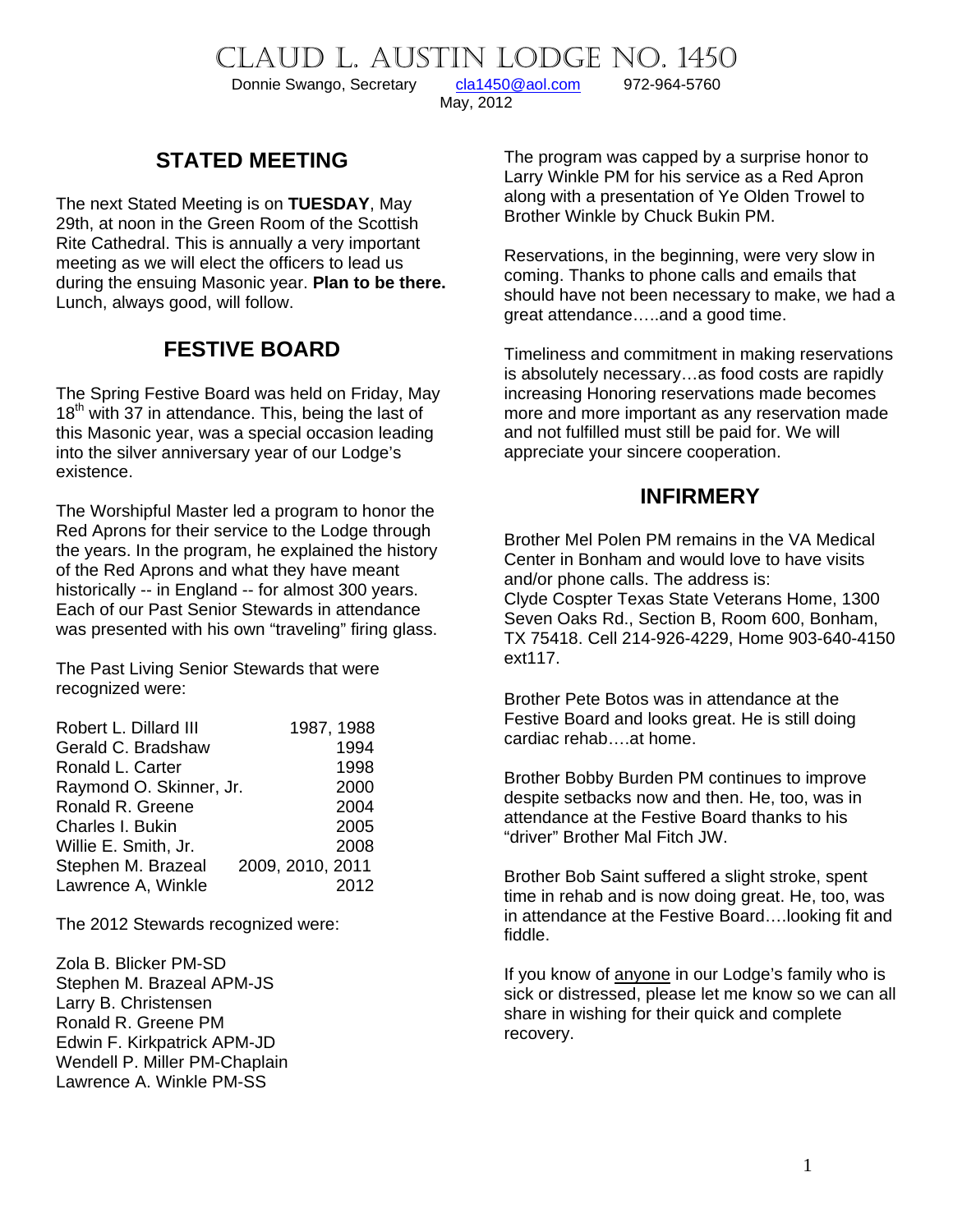# CLAUD L. AUSTIN LODGE NO. 1450

Donnie Swango, Secretary    cla1450@aol.com    972-964-5760

May, 2012

## STATED MEETING

The next Stated Meeting is on **TUESDAY**, May 29th, at noon in the Green Room of the Scottish Rite Cathedral. This is annually a very important meeting as we will elect the officers to lead us during the ensuing Masonic year. **Plan to be there.** Lunch, always good, will follow.

## FESTIVE BOARD

The Spring Festive Board was held on Friday, May 18th with 37 in attendance. This, being the last of this Masonic year, was a special occasion leading into the silver anniversary year of our Lodge's existence.

The Worshipful Master led a program to honor the Red Aprons for their service to the Lodge through the years. In the program, he explained the history of the Red Aprons and what they have meant historically -- in England -- for almost 300 years. Each of our Past Senior Stewards in attendance was presented with his own "traveling" firing glass.

The Past Living Senior Stewards that were recognized were:

| | |
|---|---|
| Robert L. Dillard III | 1987, 1988 |
| Gerald C. Bradshaw | 1994 |
| Ronald L. Carter | 1998 |
| Raymond O. Skinner, Jr. | 2000 |
| Ronald R. Greene | 2004 |
| Charles I. Bukin | 2005 |
| Willie E. Smith, Jr. | 2008 |
| Stephen M. Brazeal | 2009, 2010, 2011 |
| Lawrence A, Winkle | 2012 |

The 2012 Stewards recognized were:

Zola B. Blicker PM-SD
Stephen M. Brazeal APM-JS
Larry B. Christensen
Ronald R. Greene PM
Edwin F. Kirkpatrick APM-JD
Wendell P. Miller PM-Chaplain
Lawrence A. Winkle PM-SS

The program was capped by a surprise honor to Larry Winkle PM for his service as a Red Apron along with a presentation of Ye Olden Trowel to Brother Winkle by Chuck Bukin PM.

Reservations, in the beginning, were very slow in coming. Thanks to phone calls and emails that should have not been necessary to make, we had a great attendance…..and a good time.

Timeliness and commitment in making reservations is absolutely necessary…as food costs are rapidly increasing Honoring reservations made becomes more and more important as any reservation made and not fulfilled must still be paid for. We will appreciate your sincere cooperation.

## INFIRMERY

Brother Mel Polen PM remains in the VA Medical Center in Bonham and would love to have visits and/or phone calls. The address is: Clyde Cospter Texas State Veterans Home, 1300 Seven Oaks Rd., Section B, Room 600, Bonham, TX 75418. Cell 214-926-4229, Home 903-640-4150 ext117.

Brother Pete Botos was in attendance at the Festive Board and looks great. He is still doing cardiac rehab….at home.

Brother Bobby Burden PM continues to improve despite setbacks now and then. He, too, was in attendance at the Festive Board thanks to his "driver" Brother Mal Fitch JW.

Brother Bob Saint suffered a slight stroke, spent time in rehab and is now doing great. He, too, was in attendance at the Festive Board….looking fit and fiddle.

If you know of anyone in our Lodge's family who is sick or distressed, please let me know so we can all share in wishing for their quick and complete recovery.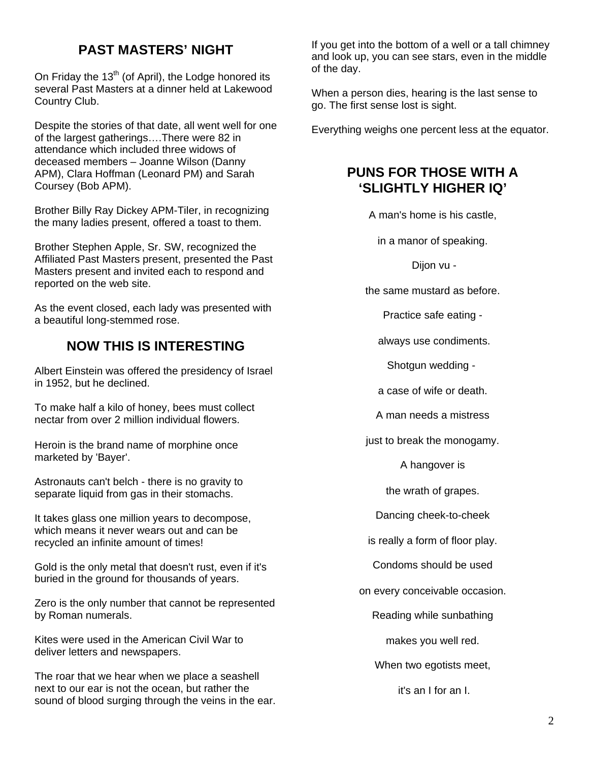## PAST MASTERS' NIGHT

On Friday the 13th (of April), the Lodge honored its several Past Masters at a dinner held at Lakewood Country Club.

Despite the stories of that date, all went well for one of the largest gatherings….There were 82 in attendance which included three widows of deceased members – Joanne Wilson (Danny APM), Clara Hoffman (Leonard PM) and Sarah Coursey (Bob APM).

Brother Billy Ray Dickey APM-Tiler, in recognizing the many ladies present, offered a toast to them.

Brother Stephen Apple, Sr. SW, recognized the Affiliated Past Masters present, presented the Past Masters present and invited each to respond and reported on the web site.

As the event closed, each lady was presented with a beautiful long-stemmed rose.

## NOW THIS IS INTERESTING

Albert Einstein was offered the presidency of Israel in 1952, but he declined.

To make half a kilo of honey, bees must collect nectar from over 2 million individual flowers.

Heroin is the brand name of morphine once marketed by 'Bayer'.

Astronauts can't belch - there is no gravity to separate liquid from gas in their stomachs.

It takes glass one million years to decompose, which means it never wears out and can be recycled an infinite amount of times!

Gold is the only metal that doesn't rust, even if it's buried in the ground for thousands of years.

Zero is the only number that cannot be represented by Roman numerals.

Kites were used in the American Civil War to deliver letters and newspapers.

The roar that we hear when we place a seashell next to our ear is not the ocean, but rather the sound of blood surging through the veins in the ear.

If you get into the bottom of a well or a tall chimney and look up, you can see stars, even in the middle of the day.

When a person dies, hearing is the last sense to go. The first sense lost is sight.

Everything weighs one percent less at the equator.

## PUNS FOR THOSE WITH A 'SLIGHTLY HIGHER IQ'

A man's home is his castle,

in a manor of speaking.

Dijon vu -

the same mustard as before.

Practice safe eating -

always use condiments.

Shotgun wedding -

a case of wife or death.

A man needs a mistress

just to break the monogamy.

A hangover is

the wrath of grapes.

Dancing cheek-to-cheek

is really a form of floor play.

Condoms should be used

on every conceivable occasion.

Reading while sunbathing

makes you well red.

When two egotists meet,

it's an I for an I.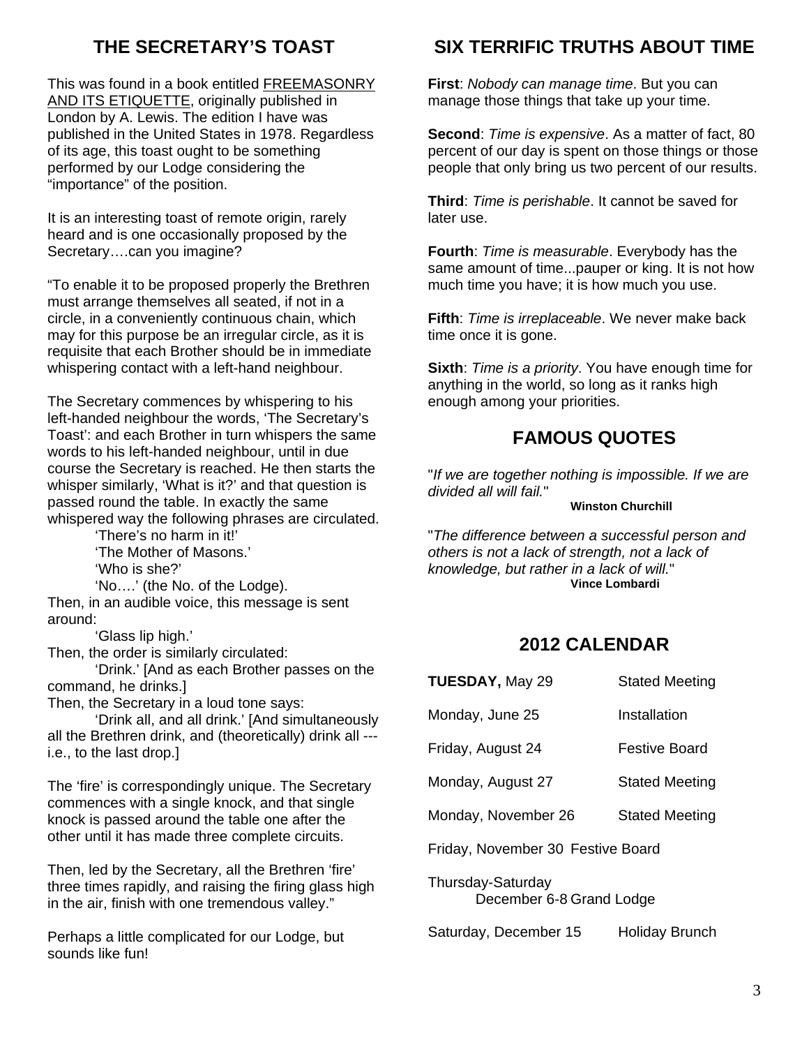## THE SECRETARY'S TOAST

This was found in a book entitled FREEMASONRY AND ITS ETIQUETTE, originally published in London by A. Lewis. The edition I have was published in the United States in 1978. Regardless of its age, this toast ought to be something performed by our Lodge considering the "importance" of the position.

It is an interesting toast of remote origin, rarely heard and is one occasionally proposed by the Secretary….can you imagine?

"To enable it to be proposed properly the Brethren must arrange themselves all seated, if not in a circle, in a conveniently continuous chain, which may for this purpose be an irregular circle, as it is requisite that each Brother should be in immediate whispering contact with a left-hand neighbour.

The Secretary commences by whispering to his left-handed neighbour the words, 'The Secretary's Toast': and each Brother in turn whispers the same words to his left-handed neighbour, until in due course the Secretary is reached. He then starts the whisper similarly, 'What is it?' and that question is passed round the table. In exactly the same whispered way the following phrases are circulated.

'There's no harm in it!'
'The Mother of Masons.'
'Who is she?'
'No….' (the No. of the Lodge).

Then, in an audible voice, this message is sent around:

'Glass lip high.'

Then, the order is similarly circulated:

'Drink.' [And as each Brother passes on the command, he drinks.]

Then, the Secretary in a loud tone says:

'Drink all, and all drink.' [And simultaneously all the Brethren drink, and (theoretically) drink all --- i.e., to the last drop.]

The 'fire' is correspondingly unique. The Secretary commences with a single knock, and that single knock is passed around the table one after the other until it has made three complete circuits.

Then, led by the Secretary, all the Brethren 'fire' three times rapidly, and raising the firing glass high in the air, finish with one tremendous valley."

Perhaps a little complicated for our Lodge, but sounds like fun!

## SIX TERRIFIC TRUTHS ABOUT TIME

**First**: *Nobody can manage time*. But you can manage those things that take up your time.

**Second**: *Time is expensive*. As a matter of fact, 80 percent of our day is spent on those things or those people that only bring us two percent of our results.

**Third**: *Time is perishable*. It cannot be saved for later use.

**Fourth**: *Time is measurable*. Everybody has the same amount of time...pauper or king. It is not how much time you have; it is how much you use.

**Fifth**: *Time is irreplaceable*. We never make back time once it is gone.

**Sixth**: *Time is a priority*. You have enough time for anything in the world, so long as it ranks high enough among your priorities.

## FAMOUS QUOTES

"*If we are together nothing is impossible. If we are divided all will fail.*"
**Winston Churchill**

"*The difference between a successful person and others is not a lack of strength, not a lack of knowledge, but rather in a lack of will.*"
**Vince Lombardi**

## 2012 CALENDAR

| | |
|---|---|
| **TUESDAY,** May 29 | Stated Meeting |
| Monday, June 25 | Installation |
| Friday, August 24 | Festive Board |
| Monday, August 27 | Stated Meeting |
| Monday, November 26 | Stated Meeting |
| Friday, November 30 | Festive Board |
| Thursday-Saturday December 6-8 | Grand Lodge |
| Saturday, December 15 | Holiday Brunch |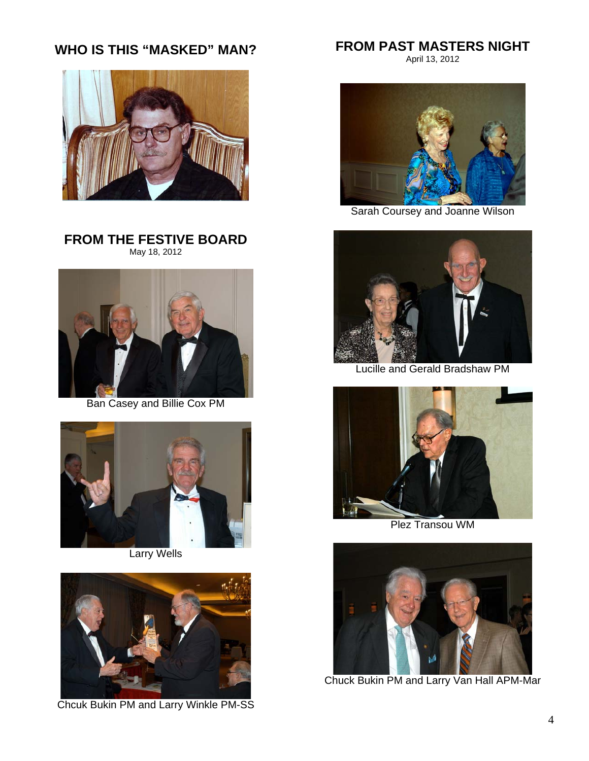## WHO IS THIS "MASKED" MAN?

## FROM THE FESTIVE BOARD

May 18, 2012

Ban Casey and Billie Cox PM

Larry Wells

Chcuk Bukin PM and Larry Winkle PM-SS

## FROM PAST MASTERS NIGHT

April 13, 2012

Sarah Coursey and Joanne Wilson

Lucille and Gerald Bradshaw PM

Plez Transou WM

Chuck Bukin PM and Larry Van Hall APM-Mar